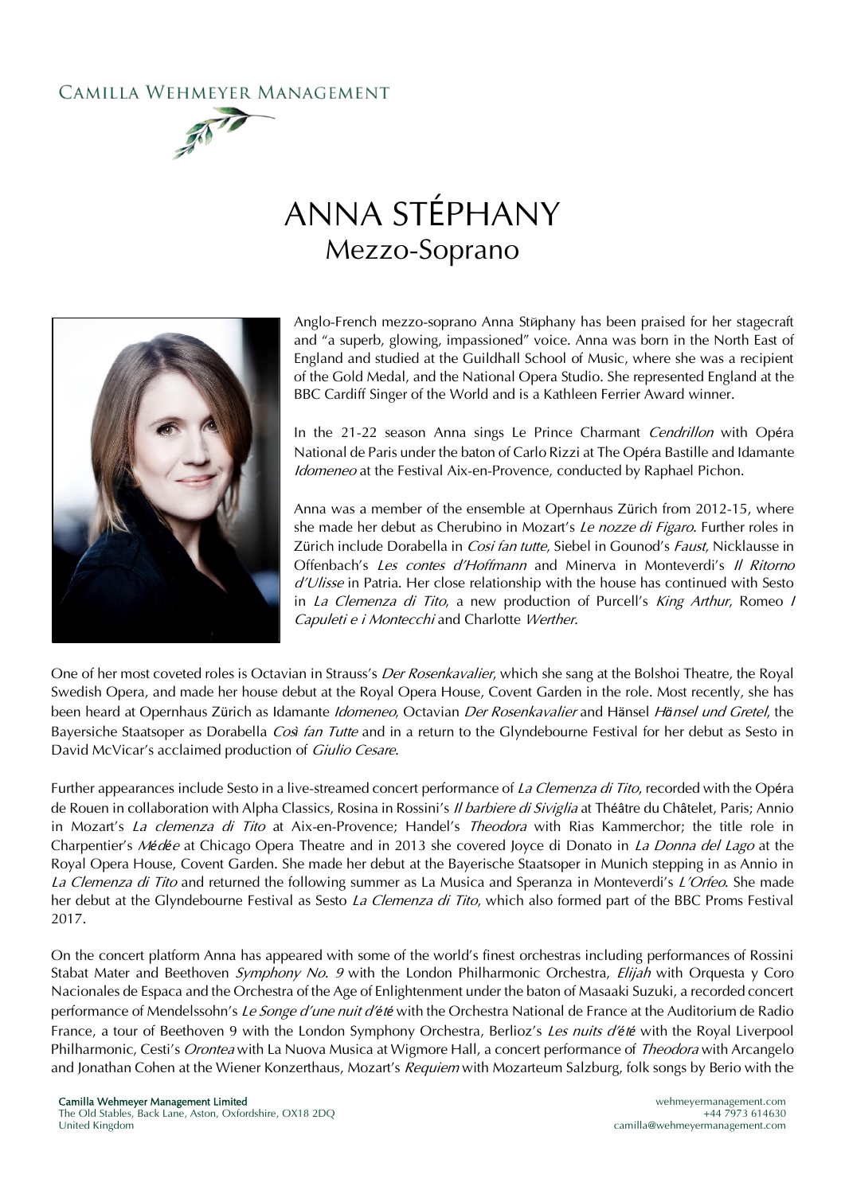CAMILLA WEHMEYER MANAGEMENT

# ANNA STÉPHANY

## Mezzo-Soprano

Anglo-French mezzo-soprano Anna Stéphany has been praised for her stagecraft and "a superb, glowing, impassioned" voice. Anna was born in the North East of England and studied at the Guildhall School of Music, where she was a recipient of the Gold Medal, and the National Opera Studio. She represented England at the BBC Cardiff Singer of the World and is a Kathleen Ferrier Award winner.

In the 21-22 season Anna sings Le Prince Charmant *Cendrillon* with Opéra National de Paris under the baton of Carlo Rizzi at The Opéra Bastille and Idamante *Idomeneo* at the Festival Aix-en-Provence, conducted by Raphael Pichon.

Anna was a member of the ensemble at Opernhaus Zürich from 2012-15, where she made her debut as Cherubino in Mozart's *Le nozze di Figaro*. Further roles in Zürich include Dorabella in *Cosi fan tutte*, Siebel in Gounod's *Faust*, Nicklausse in Offenbach's *Les contes d'Hoffmann* and Minerva in Monteverdi's *Il Ritorno d'Ulisse* in Patria. Her close relationship with the house has continued with Sesto in *La Clemenza di Tito*, a new production of Purcell's *King Arthur*, Romeo *I Capuleti e i Montecchi* and Charlotte *Werther*.

One of her most coveted roles is Octavian in Strauss's *Der Rosenkavalier*, which she sang at the Bolshoi Theatre, the Royal Swedish Opera, and made her house debut at the Royal Opera House, Covent Garden in the role. Most recently, she has been heard at Opernhaus Zürich as Idamante *Idomeneo*, Octavian *Der Rosenkavalier* and Hänsel *Hänsel und Gretel*, the Bayersiche Staatsoper as Dorabella *Così fan Tutte* and in a return to the Glyndebourne Festival for her debut as Sesto in David McVicar's acclaimed production of *Giulio Cesare*.

Further appearances include Sesto in a live-streamed concert performance of *La Clemenza di Tito*, recorded with the Opéra de Rouen in collaboration with Alpha Classics, Rosina in Rossini's *Il barbiere di Siviglia* at Théâtre du Châtelet, Paris; Annio in Mozart's *La clemenza di Tito* at Aix-en-Provence; Handel's *Theodora* with Rias Kammerchor; the title role in Charpentier's *Médée* at Chicago Opera Theatre and in 2013 she covered Joyce di Donato in *La Donna del Lago* at the Royal Opera House, Covent Garden. She made her debut at the Bayerische Staatsoper in Munich stepping in as Annio in *La Clemenza di Tito* and returned the following summer as La Musica and Speranza in Monteverdi's *L'Orfeo*. She made her debut at the Glyndebourne Festival as Sesto *La Clemenza di Tito*, which also formed part of the BBC Proms Festival 2017.

On the concert platform Anna has appeared with some of the world's finest orchestras including performances of Rossini Stabat Mater and Beethoven *Symphony No. 9* with the London Philharmonic Orchestra, *Elijah* with Orquesta y Coro Nacionales de Espaca and the Orchestra of the Age of Enlightenment under the baton of Masaaki Suzuki, a recorded concert performance of Mendelssohn's *Le Songe d'une nuit d'été* with the Orchestra National de France at the Auditorium de Radio France, a tour of Beethoven 9 with the London Symphony Orchestra, Berlioz's *Les nuits d'été* with the Royal Liverpool Philharmonic, Cesti's *Orontea* with La Nuova Musica at Wigmore Hall, a concert performance of *Theodora* with Arcangelo and Jonathan Cohen at the Wiener Konzerthaus, Mozart's *Requiem* with Mozarteum Salzburg, folk songs by Berio with the

**Camilla Wehmeyer Management Limited**
The Old Stables, Back Lane, Aston, Oxfordshire, OX18 2DQ
United Kingdom

wehmeyermanagement.com
+44 7973 614630
camilla@wehmeyermanagement.com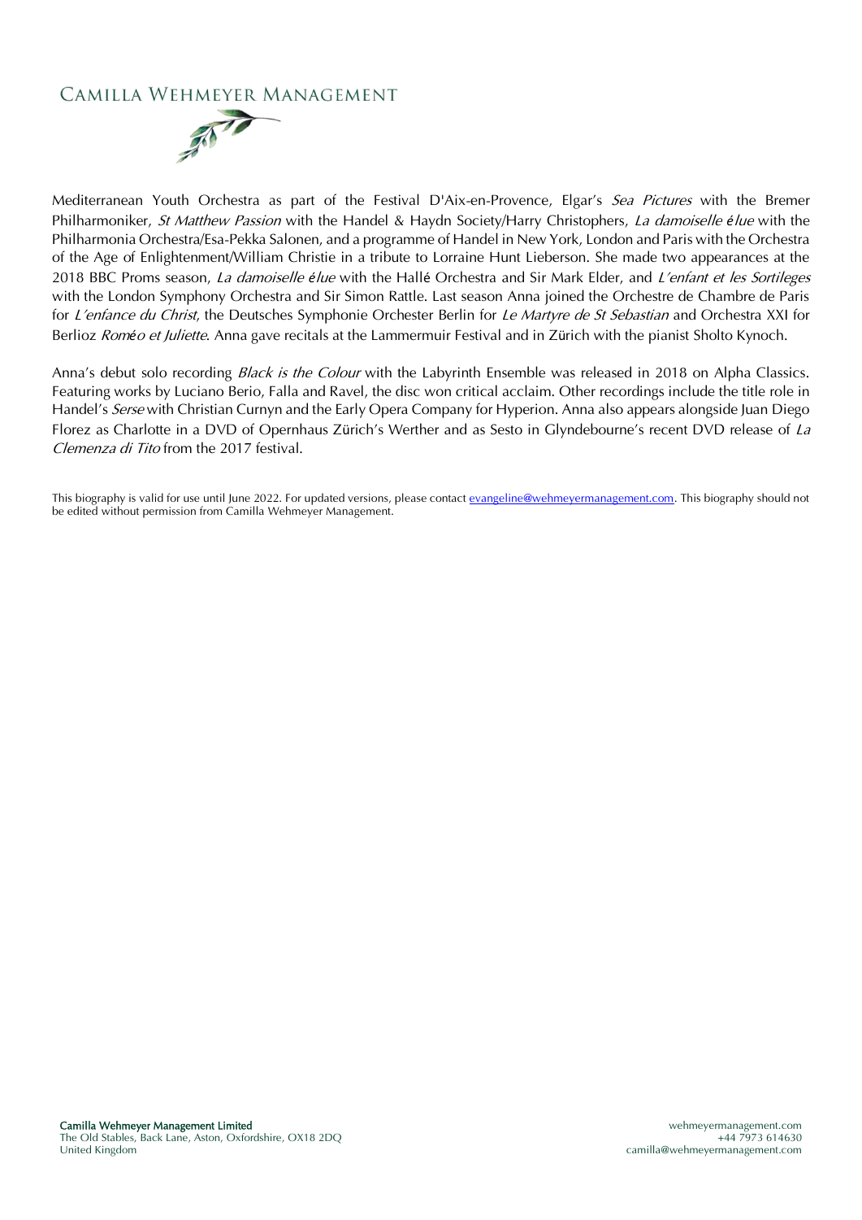Mediterranean Youth Orchestra as part of the Festival D'Aix-en-Provence, Elgar's *Sea Pictures* with the Bremer Philharmoniker, *St Matthew Passion* with the Handel & Haydn Society/Harry Christophers, *La damoiselle élue* with the Philharmonia Orchestra/Esa-Pekka Salonen, and a programme of Handel in New York, London and Paris with the Orchestra of the Age of Enlightenment/William Christie in a tribute to Lorraine Hunt Lieberson. She made two appearances at the 2018 BBC Proms season, *La damoiselle élue* with the Hallé Orchestra and Sir Mark Elder, and *L'enfant et les Sortileges* with the London Symphony Orchestra and Sir Simon Rattle. Last season Anna joined the Orchestre de Chambre de Paris for *L'enfance du Christ*, the Deutsches Symphonie Orchester Berlin for *Le Martyre de St Sebastian* and Orchestra XXI for Berlioz *Roméo et Juliette*. Anna gave recitals at the Lammermuir Festival and in Zürich with the pianist Sholto Kynoch.

Anna's debut solo recording *Black is the Colour* with the Labyrinth Ensemble was released in 2018 on Alpha Classics. Featuring works by Luciano Berio, Falla and Ravel, the disc won critical acclaim. Other recordings include the title role in Handel's *Serse* with Christian Curnyn and the Early Opera Company for Hyperion. Anna also appears alongside Juan Diego Florez as Charlotte in a DVD of Opernhaus Zürich's Werther and as Sesto in Glyndebourne's recent DVD release of *La Clemenza di Tito* from the 2017 festival.

This biography is valid for use until June 2022. For updated versions, please contact evangeline@wehmeyermanagement.com. This biography should not be edited without permission from Camilla Wehmeyer Management.